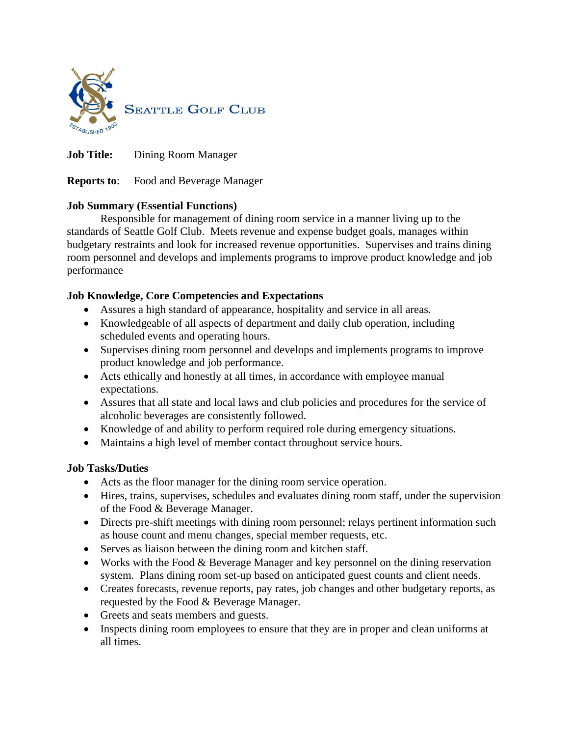SEATTLE GOLF CLUB

**Job Title:** Dining Room Manager

**Reports to**: Food and Beverage Manager

**Job Summary (Essential Functions)**

Responsible for management of dining room service in a manner living up to the standards of Seattle Golf Club. Meets revenue and expense budget goals, manages within budgetary restraints and look for increased revenue opportunities. Supervises and trains dining room personnel and develops and implements programs to improve product knowledge and job performance

**Job Knowledge, Core Competencies and Expectations**

- Assures a high standard of appearance, hospitality and service in all areas.
- Knowledgeable of all aspects of department and daily club operation, including scheduled events and operating hours.
- Supervises dining room personnel and develops and implements programs to improve product knowledge and job performance.
- Acts ethically and honestly at all times, in accordance with employee manual expectations.
- Assures that all state and local laws and club policies and procedures for the service of alcoholic beverages are consistently followed.
- Knowledge of and ability to perform required role during emergency situations.
- Maintains a high level of member contact throughout service hours.

**Job Tasks/Duties**

- Acts as the floor manager for the dining room service operation.
- Hires, trains, supervises, schedules and evaluates dining room staff, under the supervision of the Food & Beverage Manager.
- Directs pre-shift meetings with dining room personnel; relays pertinent information such as house count and menu changes, special member requests, etc.
- Serves as liaison between the dining room and kitchen staff.
- Works with the Food & Beverage Manager and key personnel on the dining reservation system. Plans dining room set-up based on anticipated guest counts and client needs.
- Creates forecasts, revenue reports, pay rates, job changes and other budgetary reports, as requested by the Food & Beverage Manager.
- Greets and seats members and guests.
- Inspects dining room employees to ensure that they are in proper and clean uniforms at all times.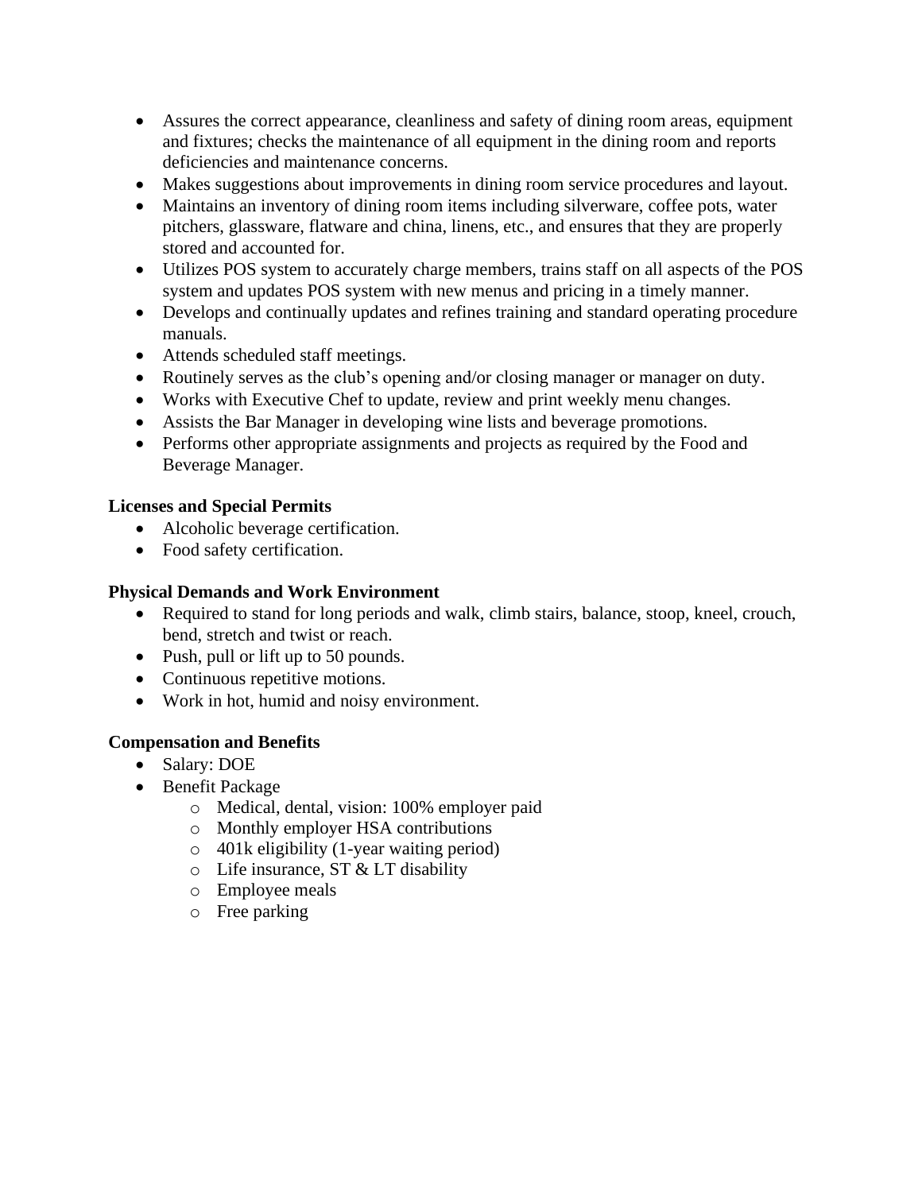- Assures the correct appearance, cleanliness and safety of dining room areas, equipment and fixtures; checks the maintenance of all equipment in the dining room and reports deficiencies and maintenance concerns.
- Makes suggestions about improvements in dining room service procedures and layout.
- Maintains an inventory of dining room items including silverware, coffee pots, water pitchers, glassware, flatware and china, linens, etc., and ensures that they are properly stored and accounted for.
- Utilizes POS system to accurately charge members, trains staff on all aspects of the POS system and updates POS system with new menus and pricing in a timely manner.
- Develops and continually updates and refines training and standard operating procedure manuals.
- Attends scheduled staff meetings.
- Routinely serves as the club's opening and/or closing manager or manager on duty.
- Works with Executive Chef to update, review and print weekly menu changes.
- Assists the Bar Manager in developing wine lists and beverage promotions.
- Performs other appropriate assignments and projects as required by the Food and Beverage Manager.

**Licenses and Special Permits**

- Alcoholic beverage certification.
- Food safety certification.

**Physical Demands and Work Environment**

- Required to stand for long periods and walk, climb stairs, balance, stoop, kneel, crouch, bend, stretch and twist or reach.
- Push, pull or lift up to 50 pounds.
- Continuous repetitive motions.
- Work in hot, humid and noisy environment.

**Compensation and Benefits**

- Salary: DOE
- Benefit Package
    - Medical, dental, vision: 100% employer paid
    - Monthly employer HSA contributions
    - 401k eligibility (1-year waiting period)
    - Life insurance, ST & LT disability
    - Employee meals
    - Free parking